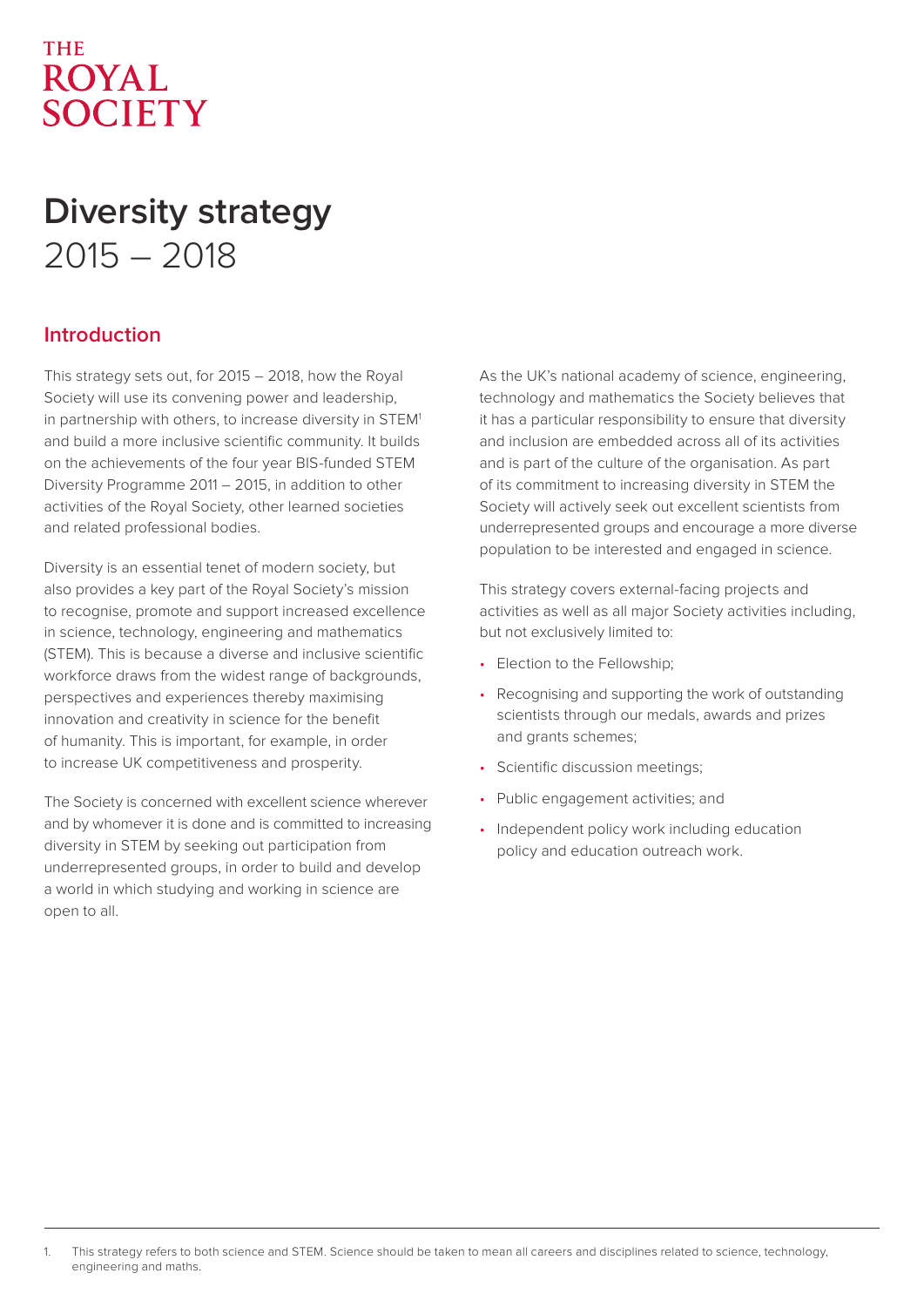THE ROYAL SOCIETY

# Diversity strategy
2015 – 2018

## Introduction

This strategy sets out, for 2015 – 2018, how the Royal Society will use its convening power and leadership, in partnership with others, to increase diversity in STEM[1] and build a more inclusive scientific community. It builds on the achievements of the four year BIS-funded STEM Diversity Programme 2011 – 2015, in addition to other activities of the Royal Society, other learned societies and related professional bodies.

Diversity is an essential tenet of modern society, but also provides a key part of the Royal Society's mission to recognise, promote and support increased excellence in science, technology, engineering and mathematics (STEM). This is because a diverse and inclusive scientific workforce draws from the widest range of backgrounds, perspectives and experiences thereby maximising innovation and creativity in science for the benefit of humanity. This is important, for example, in order to increase UK competitiveness and prosperity.

The Society is concerned with excellent science wherever and by whomever it is done and is committed to increasing diversity in STEM by seeking out participation from underrepresented groups, in order to build and develop a world in which studying and working in science are open to all.

As the UK's national academy of science, engineering, technology and mathematics the Society believes that it has a particular responsibility to ensure that diversity and inclusion are embedded across all of its activities and is part of the culture of the organisation. As part of its commitment to increasing diversity in STEM the Society will actively seek out excellent scientists from underrepresented groups and encourage a more diverse population to be interested and engaged in science.

This strategy covers external-facing projects and activities as well as all major Society activities including, but not exclusively limited to:

- Election to the Fellowship;
- Recognising and supporting the work of outstanding scientists through our medals, awards and prizes and grants schemes;
- Scientific discussion meetings;
- Public engagement activities; and
- Independent policy work including education policy and education outreach work.

1. This strategy refers to both science and STEM. Science should be taken to mean all careers and disciplines related to science, technology, engineering and maths.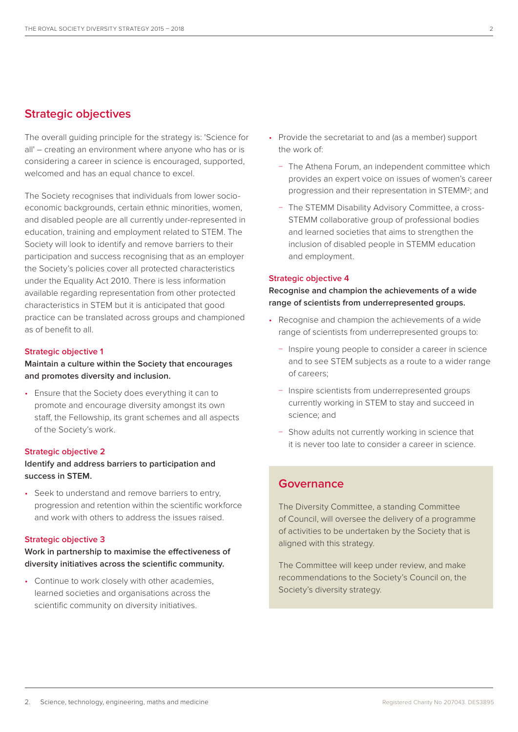## Strategic objectives

The overall guiding principle for the strategy is: 'Science for all' – creating an environment where anyone who has or is considering a career in science is encouraged, supported, welcomed and has an equal chance to excel.

The Society recognises that individuals from lower socio-economic backgrounds, certain ethnic minorities, women, and disabled people are all currently under-represented in education, training and employment related to STEM. The Society will look to identify and remove barriers to their participation and success recognising that as an employer the Society's policies cover all protected characteristics under the Equality Act 2010. There is less information available regarding representation from other protected characteristics in STEM but it is anticipated that good practice can be translated across groups and championed as of benefit to all.

### Strategic objective 1

**Maintain a culture within the Society that encourages and promotes diversity and inclusion.**

- Ensure that the Society does everything it can to promote and encourage diversity amongst its own staff, the Fellowship, its grant schemes and all aspects of the Society's work.

### Strategic objective 2

**Identify and address barriers to participation and success in STEM.**

- Seek to understand and remove barriers to entry, progression and retention within the scientific workforce and work with others to address the issues raised.

### Strategic objective 3

**Work in partnership to maximise the effectiveness of diversity initiatives across the scientific community.**

- Continue to work closely with other academies, learned societies and organisations across the scientific community on diversity initiatives.
- Provide the secretariat to and (as a member) support the work of:
  - The Athena Forum, an independent committee which provides an expert voice on issues of women's career progression and their representation in STEMM[2]; and
  - The STEMM Disability Advisory Committee, a cross-STEMM collaborative group of professional bodies and learned societies that aims to strengthen the inclusion of disabled people in STEMM education and employment.

### Strategic objective 4

**Recognise and champion the achievements of a wide range of scientists from underrepresented groups.**

- Recognise and champion the achievements of a wide range of scientists from underrepresented groups to:
  - Inspire young people to consider a career in science and to see STEM subjects as a route to a wider range of careers;
  - Inspire scientists from underrepresented groups currently working in STEM to stay and succeed in science; and
  - Show adults not currently working in science that it is never too late to consider a career in science.

## Governance

The Diversity Committee, a standing Committee of Council, will oversee the delivery of a programme of activities to be undertaken by the Society that is aligned with this strategy.

The Committee will keep under review, and make recommendations to the Society's Council on, the Society's diversity strategy.

2. Science, technology, engineering, maths and medicine

Registered Charity No 207043. DES3895